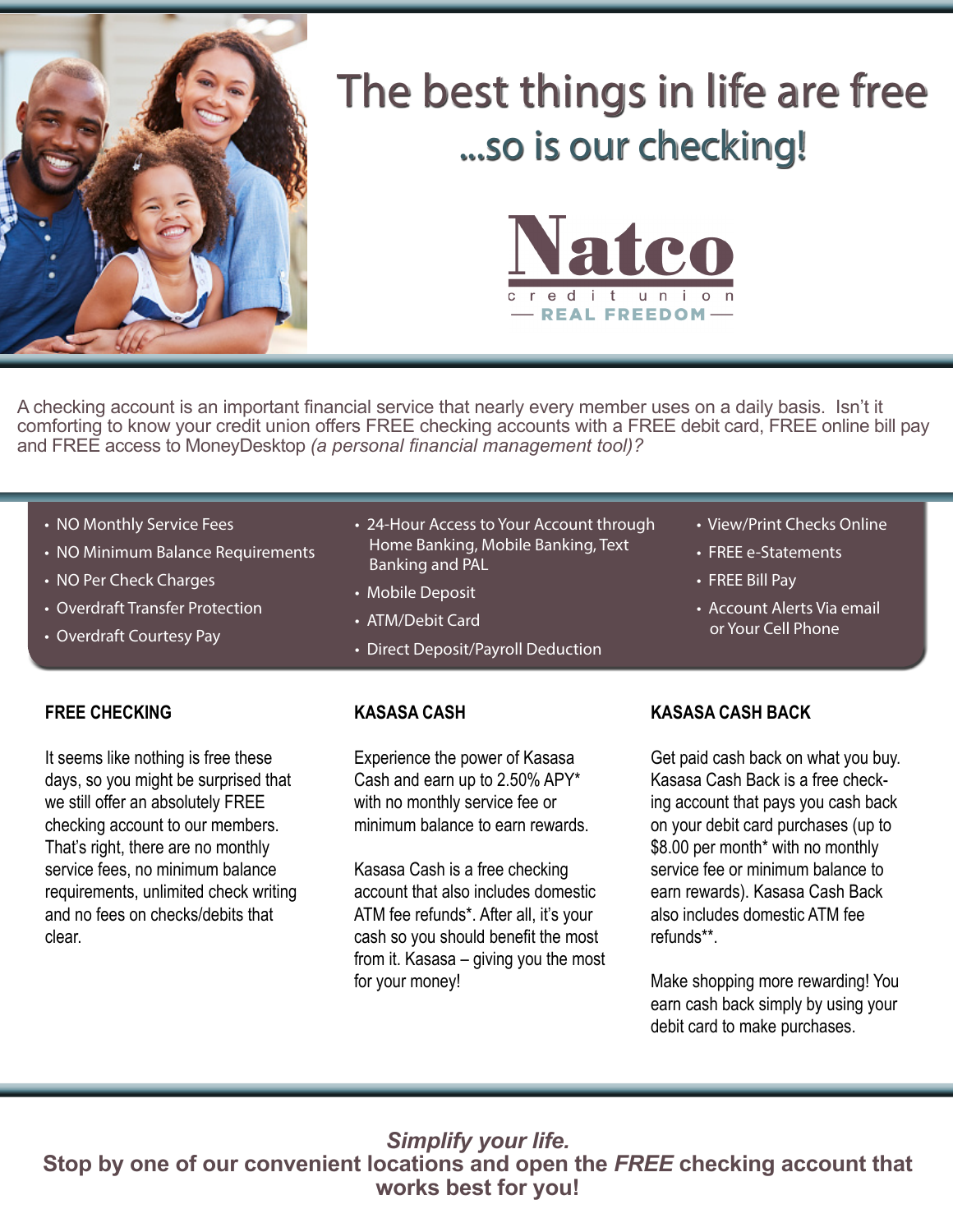# The best things in life are free

## ...so is our checking!

**Natco**
credit union
— REAL FREEDOM —

A checking account is an important financial service that nearly every member uses on a daily basis. Isn't it comforting to know your credit union offers FREE checking accounts with a FREE debit card, FREE online bill pay and FREE access to MoneyDesktop *(a personal financial management tool)?*

- NO Monthly Service Fees
- NO Minimum Balance Requirements
- NO Per Check Charges
- Overdraft Transfer Protection
- Overdraft Courtesy Pay
- 24-Hour Access to Your Account through Home Banking, Mobile Banking, Text Banking and PAL
- Mobile Deposit
- ATM/Debit Card
- Direct Deposit/Payroll Deduction
- View/Print Checks Online
- FREE e-Statements
- FREE Bill Pay
- Account Alerts Via email or Your Cell Phone

### FREE CHECKING

It seems like nothing is free these days, so you might be surprised that we still offer an absolutely FREE checking account to our members. That's right, there are no monthly service fees, no minimum balance requirements, unlimited check writing and no fees on checks/debits that clear.

### KASASA CASH

Experience the power of Kasasa Cash and earn up to 2.50% APY* with no monthly service fee or minimum balance to earn rewards.

Kasasa Cash is a free checking account that also includes domestic ATM fee refunds*. After all, it's your cash so you should benefit the most from it. Kasasa – giving you the most for your money!

### KASASA CASH BACK

Get paid cash back on what you buy. Kasasa Cash Back is a free checking account that pays you cash back on your debit card purchases (up to $8.00 per month* with no monthly service fee or minimum balance to earn rewards). Kasasa Cash Back also includes domestic ATM fee refunds**.

Make shopping more rewarding! You earn cash back simply by using your debit card to make purchases.

***Simplify your life.***

**Stop by one of our convenient locations and open the *FREE* checking account that works best for you!**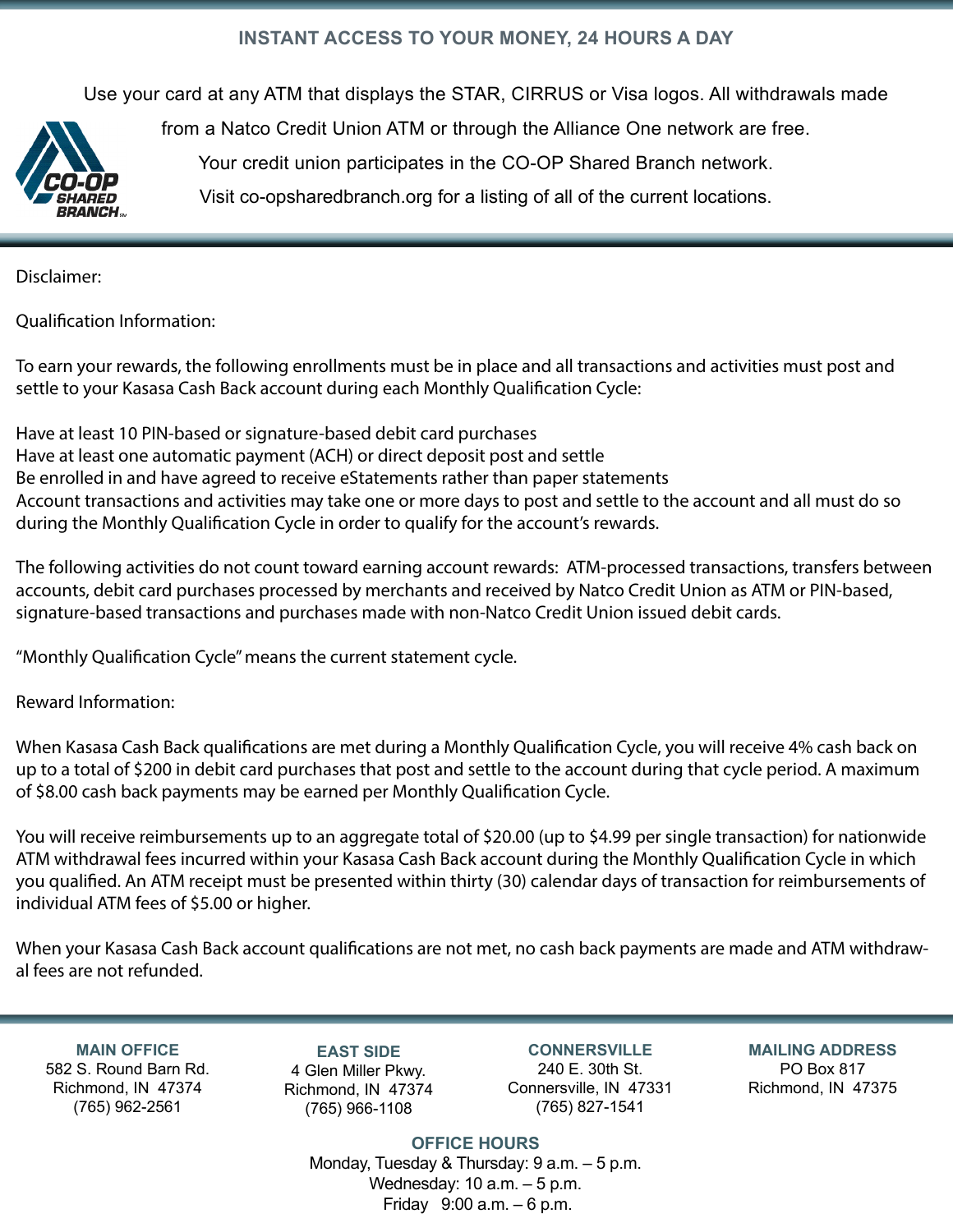## INSTANT ACCESS TO YOUR MONEY, 24 HOURS A DAY

Use your card at any ATM that displays the STAR, CIRRUS or Visa logos. All withdrawals made from a Natco Credit Union ATM or through the Alliance One network are free.

Your credit union participates in the CO-OP Shared Branch network.

Visit co-opsharedbranch.org for a listing of all of the current locations.

Disclaimer:

Qualification Information:

To earn your rewards, the following enrollments must be in place and all transactions and activities must post and settle to your Kasasa Cash Back account during each Monthly Qualification Cycle:

Have at least 10 PIN-based or signature-based debit card purchases
Have at least one automatic payment (ACH) or direct deposit post and settle
Be enrolled in and have agreed to receive eStatements rather than paper statements
Account transactions and activities may take one or more days to post and settle to the account and all must do so during the Monthly Qualification Cycle in order to qualify for the account's rewards.

The following activities do not count toward earning account rewards: ATM-processed transactions, transfers between accounts, debit card purchases processed by merchants and received by Natco Credit Union as ATM or PIN-based, signature-based transactions and purchases made with non-Natco Credit Union issued debit cards.

"Monthly Qualification Cycle" means the current statement cycle.

Reward Information:

When Kasasa Cash Back qualifications are met during a Monthly Qualification Cycle, you will receive 4% cash back on up to a total of $200 in debit card purchases that post and settle to the account during that cycle period. A maximum of $8.00 cash back payments may be earned per Monthly Qualification Cycle.

You will receive reimbursements up to an aggregate total of $20.00 (up to $4.99 per single transaction) for nationwide ATM withdrawal fees incurred within your Kasasa Cash Back account during the Monthly Qualification Cycle in which you qualified. An ATM receipt must be presented within thirty (30) calendar days of transaction for reimbursements of individual ATM fees of $5.00 or higher.

When your Kasasa Cash Back account qualifications are not met, no cash back payments are made and ATM withdrawal fees are not refunded.

**MAIN OFFICE**
582 S. Round Barn Rd.
Richmond, IN 47374
(765) 962-2561

**EAST SIDE**
4 Glen Miller Pkwy.
Richmond, IN 47374
(765) 966-1108

**CONNERSVILLE**
240 E. 30th St.
Connersville, IN 47331
(765) 827-1541

**MAILING ADDRESS**
PO Box 817
Richmond, IN 47375

**OFFICE HOURS**
Monday, Tuesday & Thursday: 9 a.m. – 5 p.m.
Wednesday: 10 a.m. – 5 p.m.
Friday 9:00 a.m. – 6 p.m.